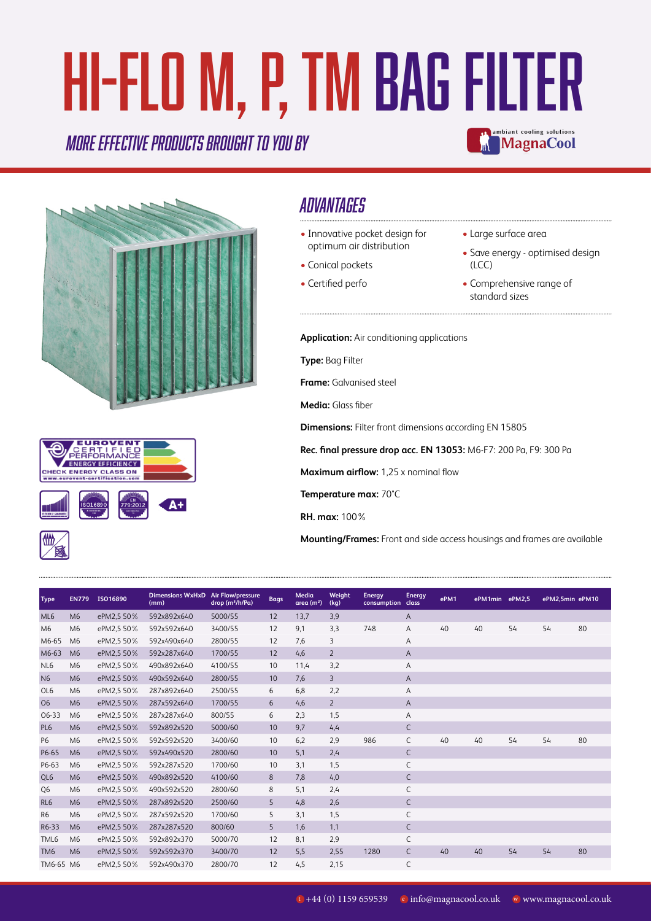# HI-FLO M, P, TM BAG FILTER

*MORE EFFECTIVE PRODUCTS BROUGHT TO YOU BY* ambiant cooling solutions MagnaCool

## ADVANTAGES

- Innovative pocket design for optimum air distribution
- Conical pockets
- Certified perfo
- Large surface area
- Save energy - optimised design (LCC)
- Comprehensive range of standard sizes

**Application:** Air conditioning applications

**Type:** Bag Filter

**Frame:** Galvanised steel

**Media:** Glass fiber

**Dimensions:** Filter front dimensions according EN 15805

**Rec. final pressure drop acc. EN 13053:** M6-F7: 200 Pa, F9: 300 Pa

**Maximum airflow:** 1,25 x nominal flow

**Temperature max:** 70°C

**RH. max:** 100%

**Mounting/Frames:** Front and side access housings and frames are available

| Type | EN779 | ISO16890 | Dimensions WxHxD (mm) | Air Flow/pressure drop ($m^3$/h/Pa) | Bags | Media area ($m^2$) | Weight (kg) | Energy consumption | Energy class | ePM1 | ePM1min | ePM2,5 | ePM2,5min | ePM10 |
|---|---|---|---|---|---|---|---|---|---|---|---|---|---|---|
| ML6 | M6 | ePM2,5 50% | 592x892x640 | 5000/55 | 12 | 13,7 | 3,9 | | A | | | | | |
| M6 | M6 | ePM2,5 50% | 592x592x640 | 3400/55 | 12 | 9,1 | 3,3 | 748 | A | 40 | 40 | 54 | 54 | 80 |
| M6-65 | M6 | ePM2,5 50% | 592x490x640 | 2800/55 | 12 | 7,6 | 3 | | A | | | | | |
| M6-63 | M6 | ePM2,5 50% | 592x287x640 | 1700/55 | 12 | 4,6 | 2 | | A | | | | | |
| NL6 | M6 | ePM2,5 50% | 490x892x640 | 4100/55 | 10 | 11,4 | 3,2 | | A | | | | | |
| N6 | M6 | ePM2,5 50% | 490x592x640 | 2800/55 | 10 | 7,6 | 3 | | A | | | | | |
| OL6 | M6 | ePM2,5 50% | 287x892x640 | 2500/55 | 6 | 6,8 | 2,2 | | A | | | | | |
| O6 | M6 | ePM2,5 50% | 287x592x640 | 1700/55 | 6 | 4,6 | 2 | | A | | | | | |
| O6-33 | M6 | ePM2,5 50% | 287x287x640 | 800/55 | 6 | 2,3 | 1,5 | | A | | | | | |
| PL6 | M6 | ePM2,5 50% | 592x892x520 | 5000/60 | 10 | 9,7 | 4,4 | | C | | | | | |
| P6 | M6 | ePM2,5 50% | 592x592x520 | 3400/60 | 10 | 6,2 | 2,9 | 986 | C | 40 | 40 | 54 | 54 | 80 |
| P6-65 | M6 | ePM2,5 50% | 592x490x520 | 2800/60 | 10 | 5,1 | 2,4 | | C | | | | | |
| P6-63 | M6 | ePM2,5 50% | 592x287x520 | 1700/60 | 10 | 3,1 | 1,5 | | C | | | | | |
| QL6 | M6 | ePM2,5 50% | 490x892x520 | 4100/60 | 8 | 7,8 | 4,0 | | C | | | | | |
| Q6 | M6 | ePM2,5 50% | 490x592x520 | 2800/60 | 8 | 5,1 | 2,4 | | C | | | | | |
| RL6 | M6 | ePM2,5 50% | 287x892x520 | 2500/60 | 5 | 4,8 | 2,6 | | C | | | | | |
| R6 | M6 | ePM2,5 50% | 287x592x520 | 1700/60 | 5 | 3,1 | 1,5 | | C | | | | | |
| R6-33 | M6 | ePM2,5 50% | 287x287x520 | 800/60 | 5 | 1,6 | 1,1 | | C | | | | | |
| TML6 | M6 | ePM2,5 50% | 592x892x370 | 5000/70 | 12 | 8,1 | 2,9 | | C | | | | | |
| TM6 | M6 | ePM2,5 50% | 592x592x370 | 3400/70 | 12 | 5,5 | 2,55 | 1280 | C | 40 | 40 | 54 | 54 | 80 |
| TM6-65 | M6 | ePM2,5 50% | 592x490x370 | 2800/70 | 12 | 4,5 | 2,15 | | C | | | | | |

t +44 (0) 1159 659539 e info@magnacool.co.uk w www.magnacool.co.uk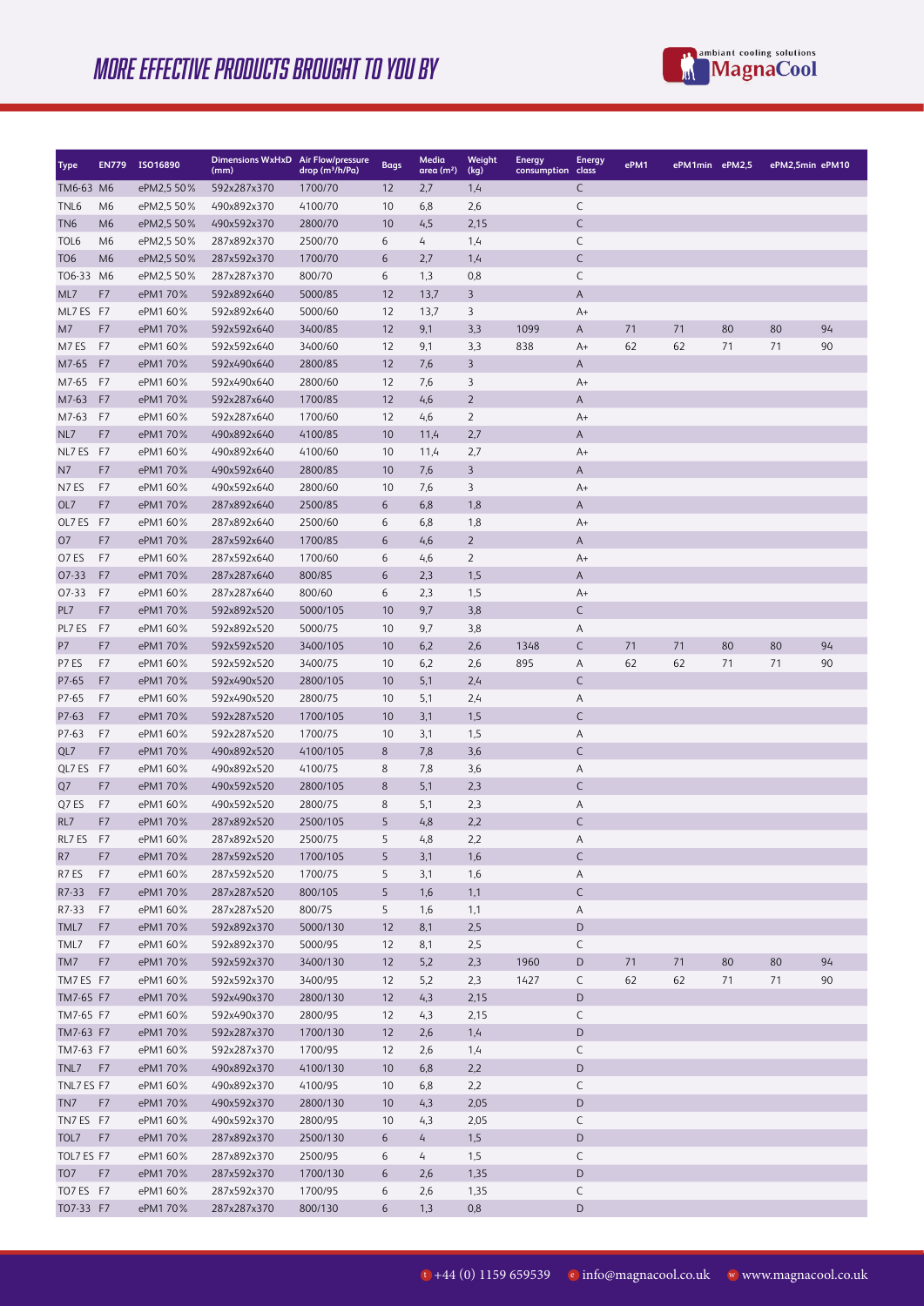# MORE EFFECTIVE PRODUCTS BROUGHT TO YOU BY

ambiant cooling solutions MagnaCool

| Type | EN779 | ISO16890 | Dimensions WxHxD (mm) | Air Flow/pressure drop (m³/h/Pa) | Bags | Media area (m²) | Weight (kg) | Energy consumption | Energy class | ePM1 | ePM1min | ePM2,5 | ePM2,5min | ePM10 |
|---|---|---|---|---|---|---|---|---|---|---|---|---|---|---|
| TM6-63 | M6 | ePM2,5 50% | 592x287x370 | 1700/70 | 12 | 2,7 | 1,4 | | C | | | | | |
| TNL6 | M6 | ePM2,5 50% | 490x892x370 | 4100/70 | 10 | 6,8 | 2,6 | | C | | | | | |
| TN6 | M6 | ePM2,5 50% | 490x592x370 | 2800/70 | 10 | 4,5 | 2,15 | | C | | | | | |
| TOL6 | M6 | ePM2,5 50% | 287x892x370 | 2500/70 | 6 | 4 | 1,4 | | C | | | | | |
| TO6 | M6 | ePM2,5 50% | 287x592x370 | 1700/70 | 6 | 2,7 | 1,4 | | C | | | | | |
| TO6-33 | M6 | ePM2,5 50% | 287x287x370 | 800/70 | 6 | 1,3 | 0,8 | | C | | | | | |
| ML7 | F7 | ePM1 70% | 592x892x640 | 5000/85 | 12 | 13,7 | 3 | | A | | | | | |
| ML7 ES | F7 | ePM1 60% | 592x892x640 | 5000/60 | 12 | 13,7 | 3 | | A+ | | | | | |
| M7 | F7 | ePM1 70% | 592x592x640 | 3400/85 | 12 | 9,1 | 3,3 | 1099 | A | 71 | 71 | 80 | 80 | 94 |
| M7 ES | F7 | ePM1 60% | 592x592x640 | 3400/60 | 12 | 9,1 | 3,3 | 838 | A+ | 62 | 62 | 71 | 71 | 90 |
| M7-65 | F7 | ePM1 70% | 592x490x640 | 2800/85 | 12 | 7,6 | 3 | | A | | | | | |
| M7-65 | F7 | ePM1 60% | 592x490x640 | 2800/60 | 12 | 7,6 | 3 | | A+ | | | | | |
| M7-63 | F7 | ePM1 70% | 592x287x640 | 1700/85 | 12 | 4,6 | 2 | | A | | | | | |
| M7-63 | F7 | ePM1 60% | 592x287x640 | 1700/60 | 12 | 4,6 | 2 | | A+ | | | | | |
| NL7 | F7 | ePM1 70% | 490x892x640 | 4100/85 | 10 | 11,4 | 2,7 | | A | | | | | |
| NL7 ES | F7 | ePM1 60% | 490x892x640 | 4100/60 | 10 | 11,4 | 2,7 | | A+ | | | | | |
| N7 | F7 | ePM1 70% | 490x592x640 | 2800/85 | 10 | 7,6 | 3 | | A | | | | | |
| N7 ES | F7 | ePM1 60% | 490x592x640 | 2800/60 | 10 | 7,6 | 3 | | A+ | | | | | |
| OL7 | F7 | ePM1 70% | 287x892x640 | 2500/85 | 6 | 6,8 | 1,8 | | A | | | | | |
| OL7 ES | F7 | ePM1 60% | 287x892x640 | 2500/60 | 6 | 6,8 | 1,8 | | A+ | | | | | |
| O7 | F7 | ePM1 70% | 287x592x640 | 1700/85 | 6 | 4,6 | 2 | | A | | | | | |
| O7 ES | F7 | ePM1 60% | 287x592x640 | 1700/60 | 6 | 4,6 | 2 | | A+ | | | | | |
| O7-33 | F7 | ePM1 70% | 287x287x640 | 800/85 | 6 | 2,3 | 1,5 | | A | | | | | |
| O7-33 | F7 | ePM1 60% | 287x287x640 | 800/60 | 6 | 2,3 | 1,5 | | A+ | | | | | |
| PL7 | F7 | ePM1 70% | 592x892x520 | 5000/105 | 10 | 9,7 | 3,8 | | C | | | | | |
| PL7 ES | F7 | ePM1 60% | 592x892x520 | 5000/75 | 10 | 9,7 | 3,8 | | A | | | | | |
| P7 | F7 | ePM1 70% | 592x592x520 | 3400/105 | 10 | 6,2 | 2,6 | 1348 | C | 71 | 71 | 80 | 80 | 94 |
| P7 ES | F7 | ePM1 60% | 592x592x520 | 3400/75 | 10 | 6,2 | 2,6 | 895 | A | 62 | 62 | 71 | 71 | 90 |
| P7-65 | F7 | ePM1 70% | 592x490x520 | 2800/105 | 10 | 5,1 | 2,4 | | C | | | | | |
| P7-65 | F7 | ePM1 60% | 592x490x520 | 2800/75 | 10 | 5,1 | 2,4 | | A | | | | | |
| P7-63 | F7 | ePM1 70% | 592x287x520 | 1700/105 | 10 | 3,1 | 1,5 | | C | | | | | |
| P7-63 | F7 | ePM1 60% | 592x287x520 | 1700/75 | 10 | 3,1 | 1,5 | | A | | | | | |
| QL7 | F7 | ePM1 70% | 490x892x520 | 4100/105 | 8 | 7,8 | 3,6 | | C | | | | | |
| QL7 ES | F7 | ePM1 60% | 490x892x520 | 4100/75 | 8 | 7,8 | 3,6 | | A | | | | | |
| Q7 | F7 | ePM1 70% | 490x592x520 | 2800/105 | 8 | 5,1 | 2,3 | | C | | | | | |
| Q7 ES | F7 | ePM1 60% | 490x592x520 | 2800/75 | 8 | 5,1 | 2,3 | | A | | | | | |
| RL7 | F7 | ePM1 70% | 287x892x520 | 2500/105 | 5 | 4,8 | 2,2 | | C | | | | | |
| RL7 ES | F7 | ePM1 60% | 287x892x520 | 2500/75 | 5 | 4,8 | 2,2 | | A | | | | | |
| R7 | F7 | ePM1 70% | 287x592x520 | 1700/105 | 5 | 3,1 | 1,6 | | C | | | | | |
| R7 ES | F7 | ePM1 60% | 287x592x520 | 1700/75 | 5 | 3,1 | 1,6 | | A | | | | | |
| R7-33 | F7 | ePM1 70% | 287x287x520 | 800/105 | 5 | 1,6 | 1,1 | | C | | | | | |
| R7-33 | F7 | ePM1 60% | 287x287x520 | 800/75 | 5 | 1,6 | 1,1 | | A | | | | | |
| TML7 | F7 | ePM1 70% | 592x892x370 | 5000/130 | 12 | 8,1 | 2,5 | | D | | | | | |
| TML7 | F7 | ePM1 60% | 592x892x370 | 5000/95 | 12 | 8,1 | 2,5 | | C | | | | | |
| TM7 | F7 | ePM1 70% | 592x592x370 | 3400/130 | 12 | 5,2 | 2,3 | 1960 | D | 71 | 71 | 80 | 80 | 94 |
| TM7 ES | F7 | ePM1 60% | 592x592x370 | 3400/95 | 12 | 5,2 | 2,3 | 1427 | C | 62 | 62 | 71 | 71 | 90 |
| TM7-65 | F7 | ePM1 70% | 592x490x370 | 2800/130 | 12 | 4,3 | 2,15 | | D | | | | | |
| TM7-65 | F7 | ePM1 60% | 592x490x370 | 2800/95 | 12 | 4,3 | 2,15 | | C | | | | | |
| TM7-63 | F7 | ePM1 70% | 592x287x370 | 1700/130 | 12 | 2,6 | 1,4 | | D | | | | | |
| TM7-63 | F7 | ePM1 60% | 592x287x370 | 1700/95 | 12 | 2,6 | 1,4 | | C | | | | | |
| TNL7 | F7 | ePM1 70% | 490x892x370 | 4100/130 | 10 | 6,8 | 2,2 | | D | | | | | |
| TNL7 ES | F7 | ePM1 60% | 490x892x370 | 4100/95 | 10 | 6,8 | 2,2 | | C | | | | | |
| TN7 | F7 | ePM1 70% | 490x592x370 | 2800/130 | 10 | 4,3 | 2,05 | | D | | | | | |
| TN7 ES | F7 | ePM1 60% | 490x592x370 | 2800/95 | 10 | 4,3 | 2,05 | | C | | | | | |
| TOL7 | F7 | ePM1 70% | 287x892x370 | 2500/130 | 6 | 4 | 1,5 | | D | | | | | |
| TOL7 ES | F7 | ePM1 60% | 287x892x370 | 2500/95 | 6 | 4 | 1,5 | | C | | | | | |
| TO7 | F7 | ePM1 70% | 287x592x370 | 1700/130 | 6 | 2,6 | 1,35 | | D | | | | | |
| TO7 ES | F7 | ePM1 60% | 287x592x370 | 1700/95 | 6 | 2,6 | 1,35 | | C | | | | | |
| TO7-33 | F7 | ePM1 70% | 287x287x370 | 800/130 | 6 | 1,3 | 0,8 | | D | | | | | |

t +44 (0) 1159 659539   e info@magnacool.co.uk   w www.magnacool.co.uk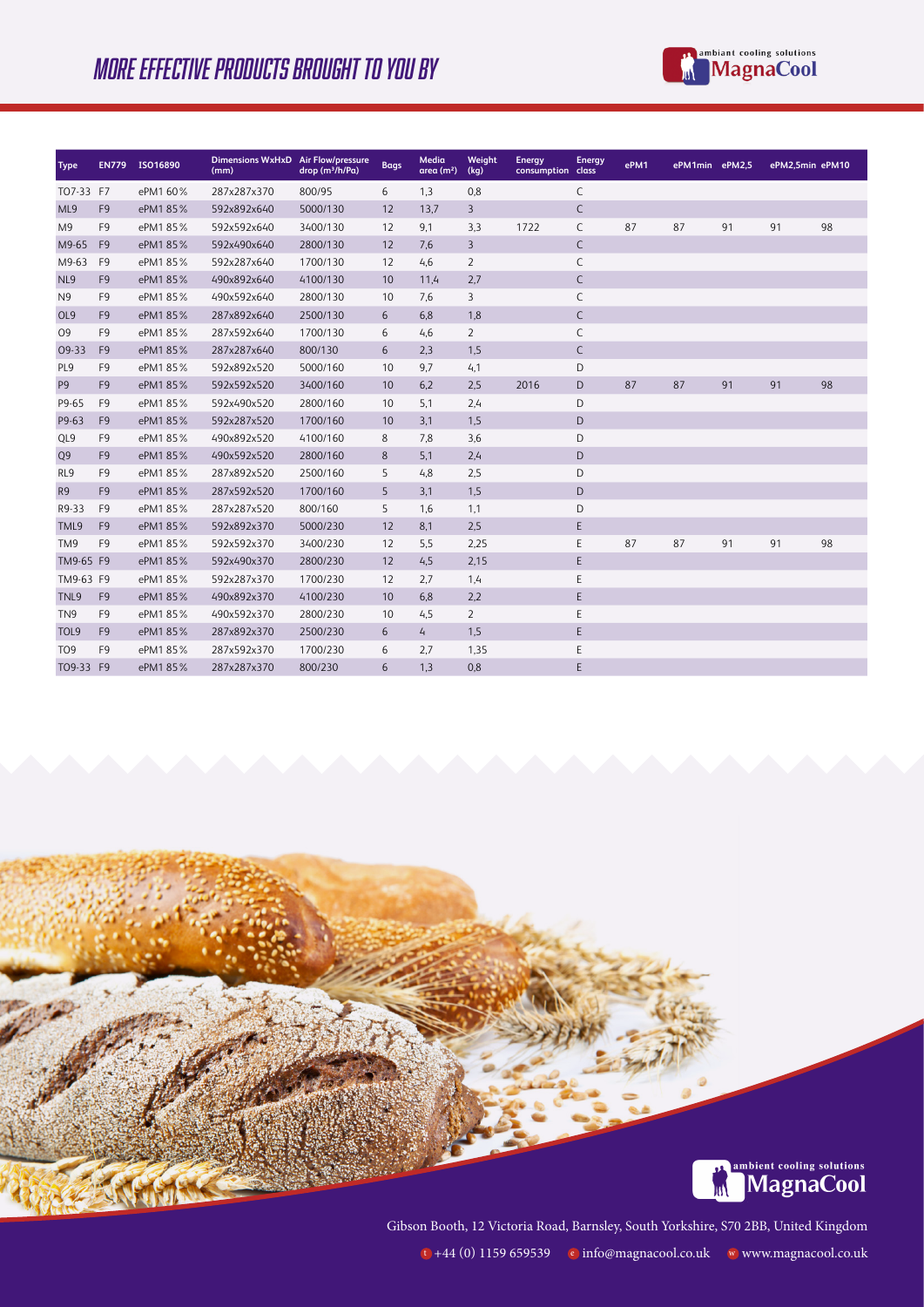# MORE EFFECTIVE PRODUCTS BROUGHT TO YOU BY

| Type | EN779 | ISO16890 | Dimensions WxHxD (mm) | Air Flow/pressure drop ($m^3$/h/Pa) | Bags | Media area ($m^2$) | Weight (kg) | Energy consumption | Energy class | ePM1 | ePM1min | ePM2,5 | ePM2,5min | ePM10 |
|---|---|---|---|---|---|---|---|---|---|---|---|---|---|---|
| TO7-33 | F7 | ePM1 60% | 287x287x370 | 800/95 | 6 | 1,3 | 0,8 | | C | | | | | |
| ML9 | F9 | ePM1 85% | 592x892x640 | 5000/130 | 12 | 13,7 | 3 | | C | | | | | |
| M9 | F9 | ePM1 85% | 592x592x640 | 3400/130 | 12 | 9,1 | 3,3 | 1722 | C | 87 | 87 | 91 | 91 | 98 |
| M9-65 | F9 | ePM1 85% | 592x490x640 | 2800/130 | 12 | 7,6 | 3 | | C | | | | | |
| M9-63 | F9 | ePM1 85% | 592x287x640 | 1700/130 | 12 | 4,6 | 2 | | C | | | | | |
| NL9 | F9 | ePM1 85% | 490x892x640 | 4100/130 | 10 | 11,4 | 2,7 | | C | | | | | |
| N9 | F9 | ePM1 85% | 490x592x640 | 2800/130 | 10 | 7,6 | 3 | | C | | | | | |
| OL9 | F9 | ePM1 85% | 287x892x640 | 2500/130 | 6 | 6,8 | 1,8 | | C | | | | | |
| O9 | F9 | ePM1 85% | 287x592x640 | 1700/130 | 6 | 4,6 | 2 | | C | | | | | |
| O9-33 | F9 | ePM1 85% | 287x287x640 | 800/130 | 6 | 2,3 | 1,5 | | C | | | | | |
| PL9 | F9 | ePM1 85% | 592x892x520 | 5000/160 | 10 | 9,7 | 4,1 | | D | | | | | |
| P9 | F9 | ePM1 85% | 592x592x520 | 3400/160 | 10 | 6,2 | 2,5 | 2016 | D | 87 | 87 | 91 | 91 | 98 |
| P9-65 | F9 | ePM1 85% | 592x490x520 | 2800/160 | 10 | 5,1 | 2,4 | | D | | | | | |
| P9-63 | F9 | ePM1 85% | 592x287x520 | 1700/160 | 10 | 3,1 | 1,5 | | D | | | | | |
| QL9 | F9 | ePM1 85% | 490x892x520 | 4100/160 | 8 | 7,8 | 3,6 | | D | | | | | |
| Q9 | F9 | ePM1 85% | 490x592x520 | 2800/160 | 8 | 5,1 | 2,4 | | D | | | | | |
| RL9 | F9 | ePM1 85% | 287x892x520 | 2500/160 | 5 | 4,8 | 2,5 | | D | | | | | |
| R9 | F9 | ePM1 85% | 287x592x520 | 1700/160 | 5 | 3,1 | 1,5 | | D | | | | | |
| R9-33 | F9 | ePM1 85% | 287x287x520 | 800/160 | 5 | 1,6 | 1,1 | | D | | | | | |
| TML9 | F9 | ePM1 85% | 592x892x370 | 5000/230 | 12 | 8,1 | 2,5 | | E | | | | | |
| TM9 | F9 | ePM1 85% | 592x592x370 | 3400/230 | 12 | 5,5 | 2,25 | | E | 87 | 87 | 91 | 91 | 98 |
| TM9-65 | F9 | ePM1 85% | 592x490x370 | 2800/230 | 12 | 4,5 | 2,15 | | E | | | | | |
| TM9-63 | F9 | ePM1 85% | 592x287x370 | 1700/230 | 12 | 2,7 | 1,4 | | E | | | | | |
| TNL9 | F9 | ePM1 85% | 490x892x370 | 4100/230 | 10 | 6,8 | 2,2 | | E | | | | | |
| TN9 | F9 | ePM1 85% | 490x592x370 | 2800/230 | 10 | 4,5 | 2 | | E | | | | | |
| TOL9 | F9 | ePM1 85% | 287x892x370 | 2500/230 | 6 | 4 | 1,5 | | E | | | | | |
| TO9 | F9 | ePM1 85% | 287x592x370 | 1700/230 | 6 | 2,7 | 1,35 | | E | | | | | |
| TO9-33 | F9 | ePM1 85% | 287x287x370 | 800/230 | 6 | 1,3 | 0,8 | | E | | | | | |

ambient cooling solutions
MagnaCool

Gibson Booth, 12 Victoria Road, Barnsley, South Yorkshire, S70 2BB, United Kingdom

t +44 (0) 1159 659539 e info@magnacool.co.uk w www.magnacool.co.uk